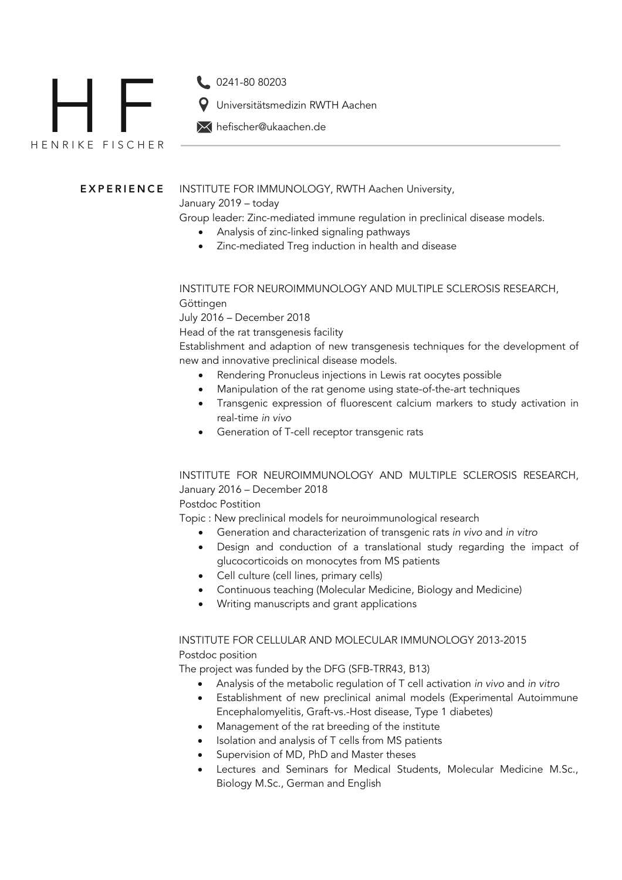# HF

HENRIKE FISCHER

0241-80 80203

Universitätsmedizin RWTH Aachen

hefischer@ukaachen.de

## EXPERIENCE

INSTITUTE FOR IMMUNOLOGY, RWTH Aachen University,
January 2019 – today
Group leader: Zinc-mediated immune regulation in preclinical disease models.

- Analysis of zinc-linked signaling pathways
- Zinc-mediated Treg induction in health and disease

INSTITUTE FOR NEUROIMMUNOLOGY AND MULTIPLE SCLEROSIS RESEARCH, Göttingen
July 2016 – December 2018
Head of the rat transgenesis facility
Establishment and adaption of new transgenesis techniques for the development of new and innovative preclinical disease models.

- Rendering Pronucleus injections in Lewis rat oocytes possible
- Manipulation of the rat genome using state-of-the-art techniques
- Transgenic expression of fluorescent calcium markers to study activation in real-time *in vivo*
- Generation of T-cell receptor transgenic rats

INSTITUTE FOR NEUROIMMUNOLOGY AND MULTIPLE SCLEROSIS RESEARCH,
January 2016 – December 2018
Postdoc Postition
Topic : New preclinical models for neuroimmunological research

- Generation and characterization of transgenic rats *in vivo* and *in vitro*
- Design and conduction of a translational study regarding the impact of glucocorticoids on monocytes from MS patients
- Cell culture (cell lines, primary cells)
- Continuous teaching (Molecular Medicine, Biology and Medicine)
- Writing manuscripts and grant applications

INSTITUTE FOR CELLULAR AND MOLECULAR IMMUNOLOGY 2013-2015
Postdoc position
The project was funded by the DFG (SFB-TRR43, B13)

- Analysis of the metabolic regulation of T cell activation *in vivo* and *in vitro*
- Establishment of new preclinical animal models (Experimental Autoimmune Encephalomyelitis, Graft-vs.-Host disease, Type 1 diabetes)
- Management of the rat breeding of the institute
- Isolation and analysis of T cells from MS patients
- Supervision of MD, PhD and Master theses
- Lectures and Seminars for Medical Students, Molecular Medicine M.Sc., Biology M.Sc., German and English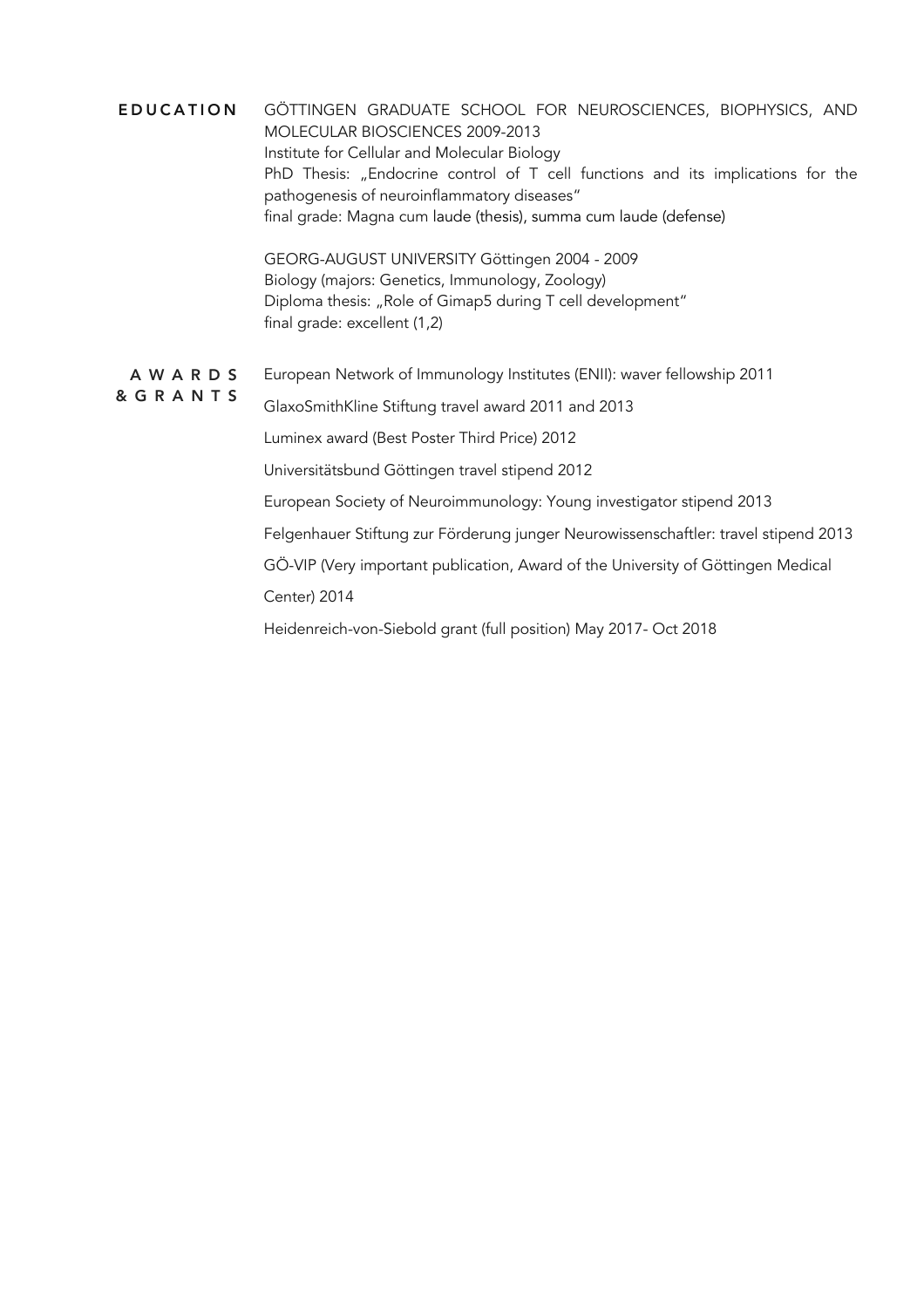## EDUCATION

GÖTTINGEN GRADUATE SCHOOL FOR NEUROSCIENCES, BIOPHYSICS, AND MOLECULAR BIOSCIENCES 2009-2013
Institute for Cellular and Molecular Biology
PhD Thesis: „Endocrine control of T cell functions and its implications for the pathogenesis of neuroinflammatory diseases"
final grade: Magna cum laude (thesis), summa cum laude (defense)

GEORG-AUGUST UNIVERSITY Göttingen 2004 - 2009
Biology (majors: Genetics, Immunology, Zoology)
Diploma thesis: „Role of Gimap5 during T cell development"
final grade: excellent (1,2)

## AWARDS & GRANTS

European Network of Immunology Institutes (ENII): waver fellowship 2011

GlaxoSmithKline Stiftung travel award 2011 and 2013

Luminex award (Best Poster Third Price) 2012

Universitätsbund Göttingen travel stipend 2012

European Society of Neuroimmunology: Young investigator stipend 2013

Felgenhauer Stiftung zur Förderung junger Neurowissenschaftler: travel stipend 2013

GÖ-VIP (Very important publication, Award of the University of Göttingen Medical Center) 2014

Heidenreich-von-Siebold grant (full position) May 2017- Oct 2018